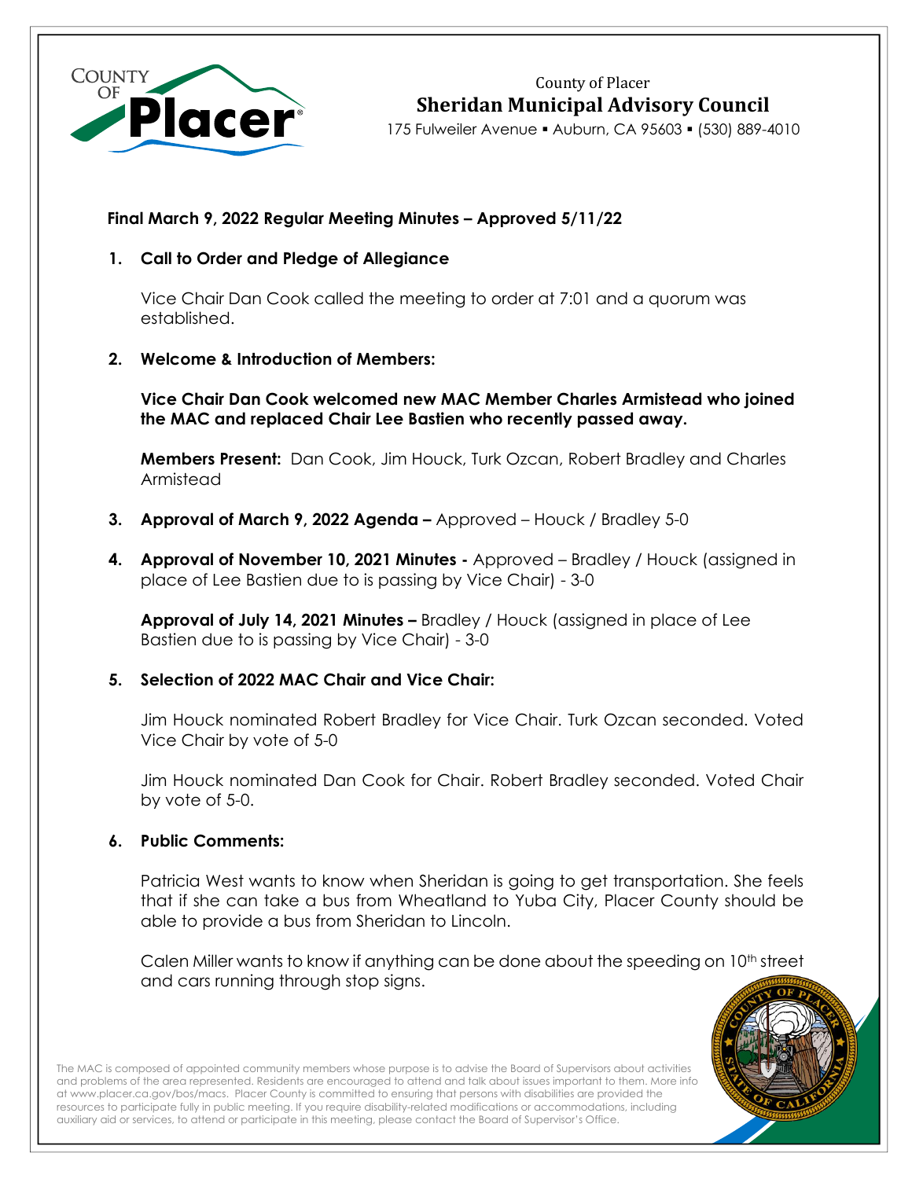County of Placer

# Sheridan Municipal Advisory Council

175 Fulweiler Avenue ▪ Auburn, CA 95603 ▪ (530) 889-4010

**Final March 9, 2022 Regular Meeting Minutes – Approved 5/11/22**

1. **Call to Order and Pledge of Allegiance**

   Vice Chair Dan Cook called the meeting to order at 7:01 and a quorum was established.

2. **Welcome & Introduction of Members:**

   **Vice Chair Dan Cook welcomed new MAC Member Charles Armistead who joined the MAC and replaced Chair Lee Bastien who recently passed away.**

   **Members Present:** Dan Cook, Jim Houck, Turk Ozcan, Robert Bradley and Charles Armistead

3. **Approval of March 9, 2022 Agenda –** Approved – Houck / Bradley 5-0

4. **Approval of November 10, 2021 Minutes -** Approved – Bradley / Houck (assigned in place of Lee Bastien due to is passing by Vice Chair) - 3-0

   **Approval of July 14, 2021 Minutes –** Bradley / Houck (assigned in place of Lee Bastien due to is passing by Vice Chair) - 3-0

5. **Selection of 2022 MAC Chair and Vice Chair:**

   Jim Houck nominated Robert Bradley for Vice Chair. Turk Ozcan seconded. Voted Vice Chair by vote of 5-0

   Jim Houck nominated Dan Cook for Chair. Robert Bradley seconded. Voted Chair by vote of 5-0.

6. **Public Comments:**

   Patricia West wants to know when Sheridan is going to get transportation. She feels that if she can take a bus from Wheatland to Yuba City, Placer County should be able to provide a bus from Sheridan to Lincoln.

   Calen Miller wants to know if anything can be done about the speeding on 10th street and cars running through stop signs.

The MAC is composed of appointed community members whose purpose is to advise the Board of Supervisors about activities and problems of the area represented. Residents are encouraged to attend and talk about issues important to them. More info at www.placer.ca.gov/bos/macs. Placer County is committed to ensuring that persons with disabilities are provided the resources to participate fully in public meeting. If you require disability-related modifications or accommodations, including auxiliary aid or services, to attend or participate in this meeting, please contact the Board of Supervisor's Office.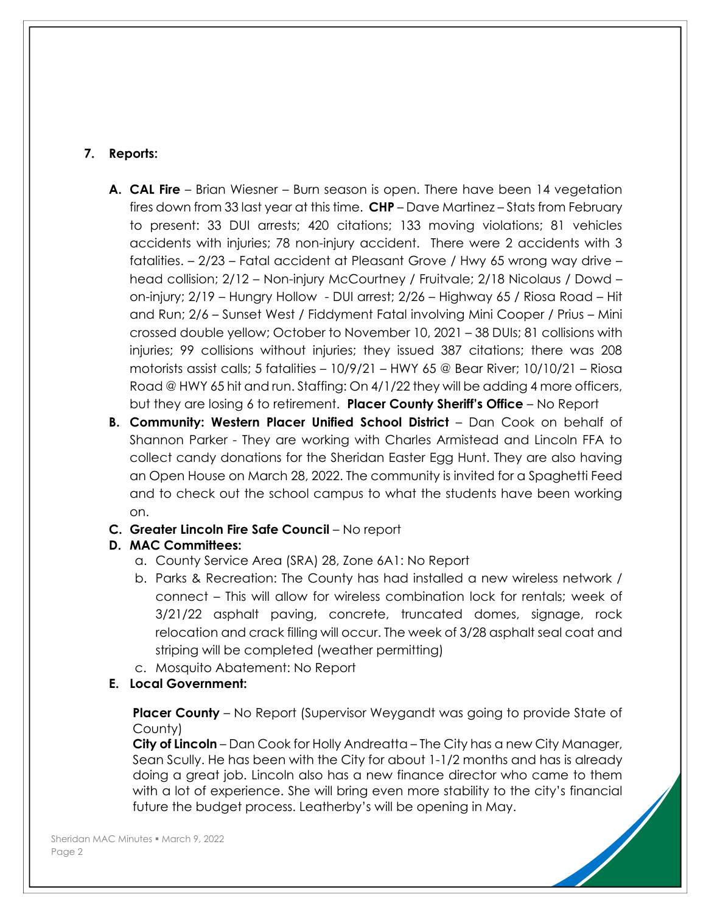**7. Reports:**

**A. CAL Fire** – Brian Wiesner – Burn season is open. There have been 14 vegetation fires down from 33 last year at this time. **CHP** – Dave Martinez – Stats from February to present: 33 DUI arrests; 420 citations; 133 moving violations; 81 vehicles accidents with injuries; 78 non-injury accident. There were 2 accidents with 3 fatalities. – 2/23 – Fatal accident at Pleasant Grove / Hwy 65 wrong way drive – head collision; 2/12 – Non-injury McCourtney / Fruitvale; 2/18 Nicolaus / Dowd – on-injury; 2/19 – Hungry Hollow - DUI arrest; 2/26 – Highway 65 / Riosa Road – Hit and Run; 2/6 – Sunset West / Fiddyment Fatal involving Mini Cooper / Prius – Mini crossed double yellow; October to November 10, 2021 – 38 DUIs; 81 collisions with injuries; 99 collisions without injuries; they issued 387 citations; there was 208 motorists assist calls; 5 fatalities – 10/9/21 – HWY 65 @ Bear River; 10/10/21 – Riosa Road @ HWY 65 hit and run. Staffing: On 4/1/22 they will be adding 4 more officers, but they are losing 6 to retirement. **Placer County Sheriff's Office** – No Report

**B. Community: Western Placer Unified School District** – Dan Cook on behalf of Shannon Parker - They are working with Charles Armistead and Lincoln FFA to collect candy donations for the Sheridan Easter Egg Hunt. They are also having an Open House on March 28, 2022. The community is invited for a Spaghetti Feed and to check out the school campus to what the students have been working on.

**C. Greater Lincoln Fire Safe Council** – No report

**D. MAC Committees:**

a. County Service Area (SRA) 28, Zone 6A1: No Report

b. Parks & Recreation: The County has had installed a new wireless network / connect – This will allow for wireless combination lock for rentals; week of 3/21/22 asphalt paving, concrete, truncated domes, signage, rock relocation and crack filling will occur. The week of 3/28 asphalt seal coat and striping will be completed (weather permitting)

c. Mosquito Abatement: No Report

**E. Local Government:**

**Placer County** – No Report (Supervisor Weygandt was going to provide State of County)

**City of Lincoln** – Dan Cook for Holly Andreatta – The City has a new City Manager, Sean Scully. He has been with the City for about 1-1/2 months and has is already doing a great job. Lincoln also has a new finance director who came to them with a lot of experience. She will bring even more stability to the city's financial future the budget process. Leatherby's will be opening in May.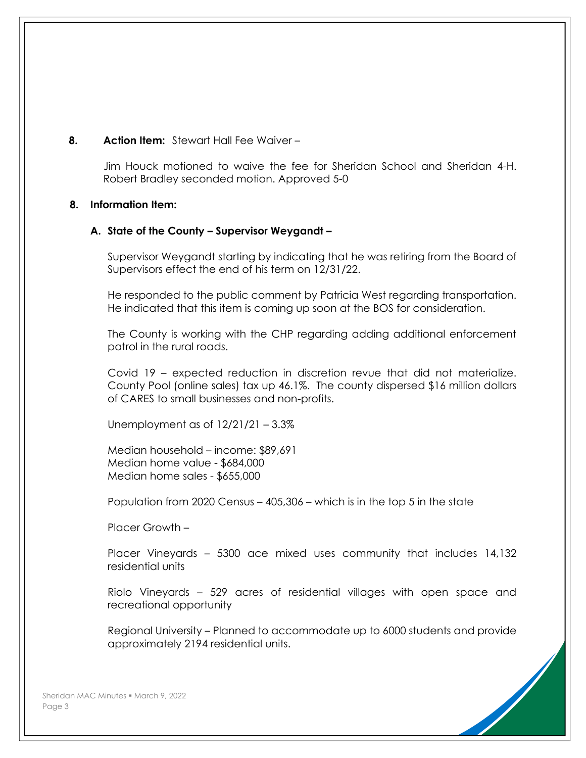**8. Action Item:** Stewart Hall Fee Waiver –

Jim Houck motioned to waive the fee for Sheridan School and Sheridan 4-H. Robert Bradley seconded motion. Approved 5-0

**8. Information Item:**

**A. State of the County – Supervisor Weygandt –**

Supervisor Weygandt starting by indicating that he was retiring from the Board of Supervisors effect the end of his term on 12/31/22.

He responded to the public comment by Patricia West regarding transportation. He indicated that this item is coming up soon at the BOS for consideration.

The County is working with the CHP regarding adding additional enforcement patrol in the rural roads.

Covid 19 – expected reduction in discretion revue that did not materialize. County Pool (online sales) tax up 46.1%. The county dispersed $16 million dollars of CARES to small businesses and non-profits.

Unemployment as of 12/21/21 – 3.3%

Median household – income: $89,691
Median home value - $684,000
Median home sales - $655,000

Population from 2020 Census – 405,306 – which is in the top 5 in the state

Placer Growth –

Placer Vineyards – 5300 ace mixed uses community that includes 14,132 residential units

Riolo Vineyards – 529 acres of residential villages with open space and recreational opportunity

Regional University – Planned to accommodate up to 6000 students and provide approximately 2194 residential units.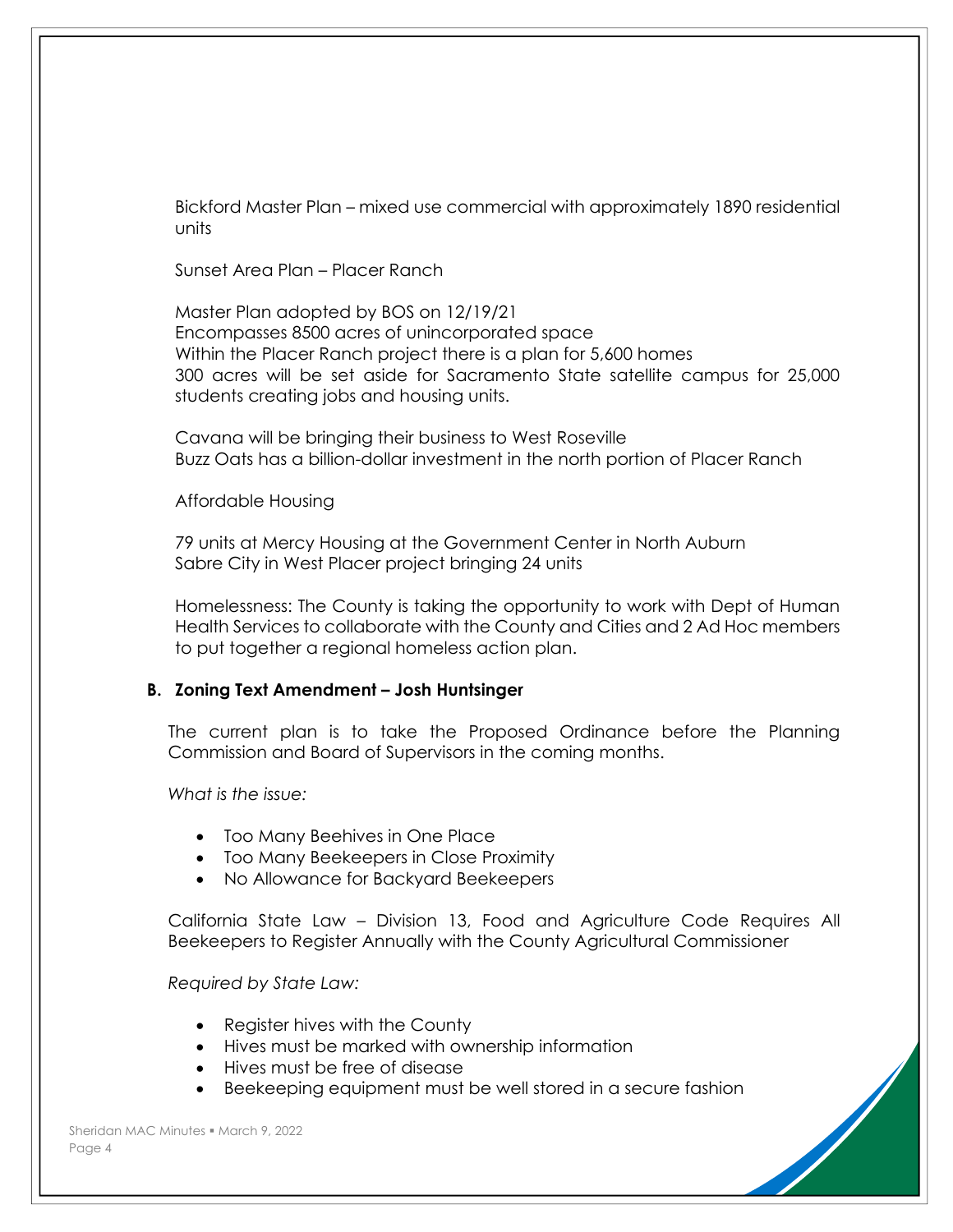Bickford Master Plan – mixed use commercial with approximately 1890 residential units

Sunset Area Plan – Placer Ranch

Master Plan adopted by BOS on 12/19/21
Encompasses 8500 acres of unincorporated space
Within the Placer Ranch project there is a plan for 5,600 homes
300 acres will be set aside for Sacramento State satellite campus for 25,000 students creating jobs and housing units.

Cavana will be bringing their business to West Roseville
Buzz Oats has a billion-dollar investment in the north portion of Placer Ranch

Affordable Housing

79 units at Mercy Housing at the Government Center in North Auburn
Sabre City in West Placer project bringing 24 units

Homelessness: The County is taking the opportunity to work with Dept of Human Health Services to collaborate with the County and Cities and 2 Ad Hoc members to put together a regional homeless action plan.

**B. Zoning Text Amendment – Josh Huntsinger**

The current plan is to take the Proposed Ordinance before the Planning Commission and Board of Supervisors in the coming months.

*What is the issue:*

- Too Many Beehives in One Place
- Too Many Beekeepers in Close Proximity
- No Allowance for Backyard Beekeepers

California State Law – Division 13, Food and Agriculture Code Requires All Beekeepers to Register Annually with the County Agricultural Commissioner

*Required by State Law:*

- Register hives with the County
- Hives must be marked with ownership information
- Hives must be free of disease
- Beekeeping equipment must be well stored in a secure fashion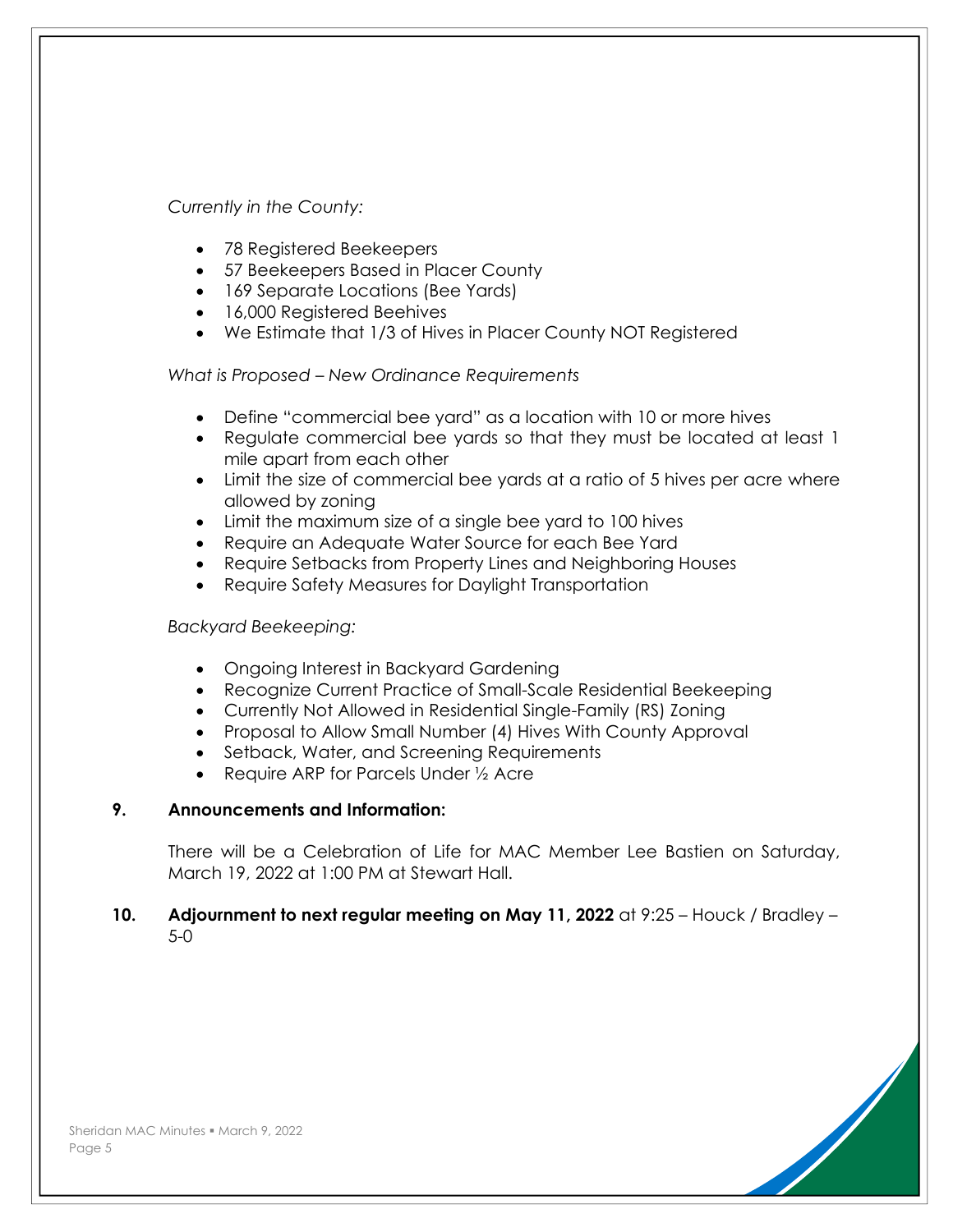*Currently in the County:*

- 78 Registered Beekeepers
- 57 Beekeepers Based in Placer County
- 169 Separate Locations (Bee Yards)
- 16,000 Registered Beehives
- We Estimate that 1/3 of Hives in Placer County NOT Registered

*What is Proposed – New Ordinance Requirements*

- Define "commercial bee yard" as a location with 10 or more hives
- Regulate commercial bee yards so that they must be located at least 1 mile apart from each other
- Limit the size of commercial bee yards at a ratio of 5 hives per acre where allowed by zoning
- Limit the maximum size of a single bee yard to 100 hives
- Require an Adequate Water Source for each Bee Yard
- Require Setbacks from Property Lines and Neighboring Houses
- Require Safety Measures for Daylight Transportation

*Backyard Beekeeping:*

- Ongoing Interest in Backyard Gardening
- Recognize Current Practice of Small-Scale Residential Beekeeping
- Currently Not Allowed in Residential Single-Family (RS) Zoning
- Proposal to Allow Small Number (4) Hives With County Approval
- Setback, Water, and Screening Requirements
- Require ARP for Parcels Under ½ Acre

**9. Announcements and Information:**

There will be a Celebration of Life for MAC Member Lee Bastien on Saturday, March 19, 2022 at 1:00 PM at Stewart Hall.

**10. Adjournment to next regular meeting on May 11, 2022** at 9:25 – Houck / Bradley – 5-0